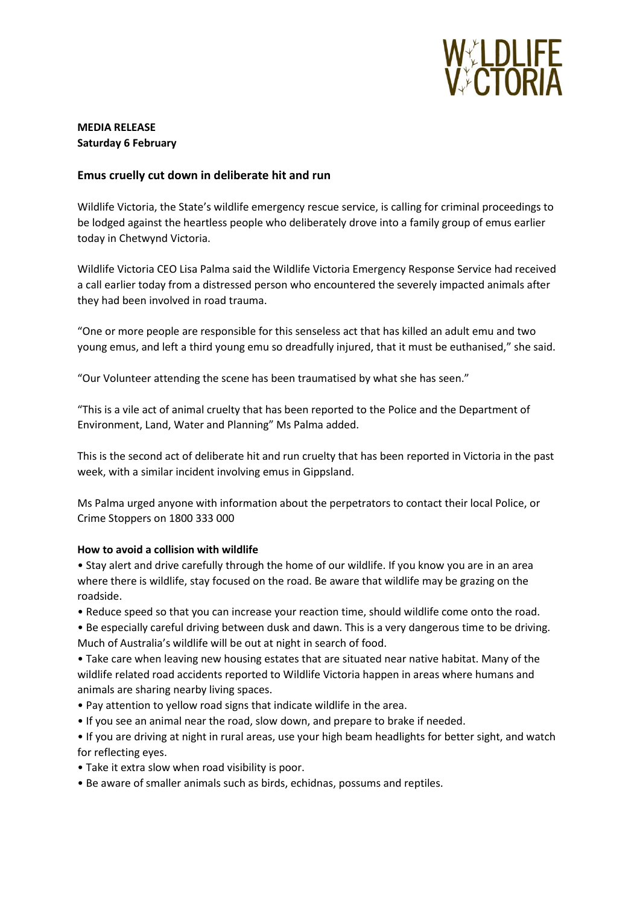WILDLIFE VICTORIA

**MEDIA RELEASE**
**Saturday 6 February**

## Emus cruelly cut down in deliberate hit and run

Wildlife Victoria, the State's wildlife emergency rescue service, is calling for criminal proceedings to be lodged against the heartless people who deliberately drove into a family group of emus earlier today in Chetwynd Victoria.

Wildlife Victoria CEO Lisa Palma said the Wildlife Victoria Emergency Response Service had received a call earlier today from a distressed person who encountered the severely impacted animals after they had been involved in road trauma.

"One or more people are responsible for this senseless act that has killed an adult emu and two young emus, and left a third young emu so dreadfully injured, that it must be euthanised," she said.

"Our Volunteer attending the scene has been traumatised by what she has seen."

"This is a vile act of animal cruelty that has been reported to the Police and the Department of Environment, Land, Water and Planning" Ms Palma added.

This is the second act of deliberate hit and run cruelty that has been reported in Victoria in the past week, with a similar incident involving emus in Gippsland.

Ms Palma urged anyone with information about the perpetrators to contact their local Police, or Crime Stoppers on 1800 333 000

**How to avoid a collision with wildlife**

- Stay alert and drive carefully through the home of our wildlife. If you know you are in an area where there is wildlife, stay focused on the road. Be aware that wildlife may be grazing on the roadside.
- Reduce speed so that you can increase your reaction time, should wildlife come onto the road.
- Be especially careful driving between dusk and dawn. This is a very dangerous time to be driving. Much of Australia's wildlife will be out at night in search of food.
- Take care when leaving new housing estates that are situated near native habitat. Many of the wildlife related road accidents reported to Wildlife Victoria happen in areas where humans and animals are sharing nearby living spaces.
- Pay attention to yellow road signs that indicate wildlife in the area.
- If you see an animal near the road, slow down, and prepare to brake if needed.
- If you are driving at night in rural areas, use your high beam headlights for better sight, and watch for reflecting eyes.
- Take it extra slow when road visibility is poor.
- Be aware of smaller animals such as birds, echidnas, possums and reptiles.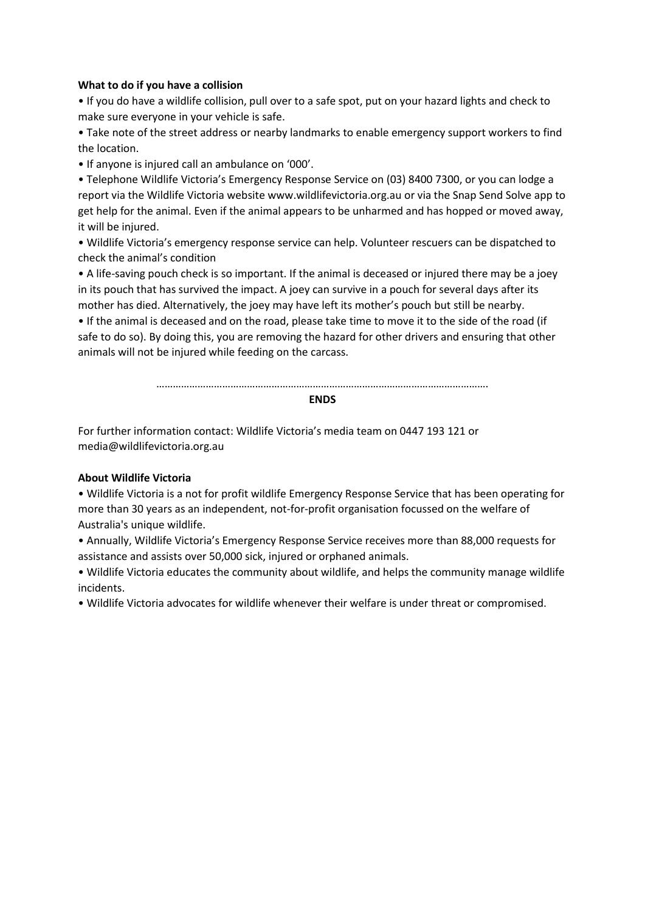**What to do if you have a collision**

- If you do have a wildlife collision, pull over to a safe spot, put on your hazard lights and check to make sure everyone in your vehicle is safe.
- Take note of the street address or nearby landmarks to enable emergency support workers to find the location.
- If anyone is injured call an ambulance on '000'.
- Telephone Wildlife Victoria's Emergency Response Service on (03) 8400 7300, or you can lodge a report via the Wildlife Victoria website www.wildlifevictoria.org.au or via the Snap Send Solve app to get help for the animal. Even if the animal appears to be unharmed and has hopped or moved away, it will be injured.
- Wildlife Victoria's emergency response service can help. Volunteer rescuers can be dispatched to check the animal's condition
- A life-saving pouch check is so important. If the animal is deceased or injured there may be a joey in its pouch that has survived the impact. A joey can survive in a pouch for several days after its mother has died. Alternatively, the joey may have left its mother's pouch but still be nearby.
- If the animal is deceased and on the road, please take time to move it to the side of the road (if safe to do so). By doing this, you are removing the hazard for other drivers and ensuring that other animals will not be injured while feeding on the carcass.

……………………………………………………………………………………………………….

**ENDS**

For further information contact: Wildlife Victoria's media team on 0447 193 121 or media@wildlifevictoria.org.au

**About Wildlife Victoria**

- Wildlife Victoria is a not for profit wildlife Emergency Response Service that has been operating for more than 30 years as an independent, not-for-profit organisation focussed on the welfare of Australia's unique wildlife.
- Annually, Wildlife Victoria's Emergency Response Service receives more than 88,000 requests for assistance and assists over 50,000 sick, injured or orphaned animals.
- Wildlife Victoria educates the community about wildlife, and helps the community manage wildlife incidents.
- Wildlife Victoria advocates for wildlife whenever their welfare is under threat or compromised.